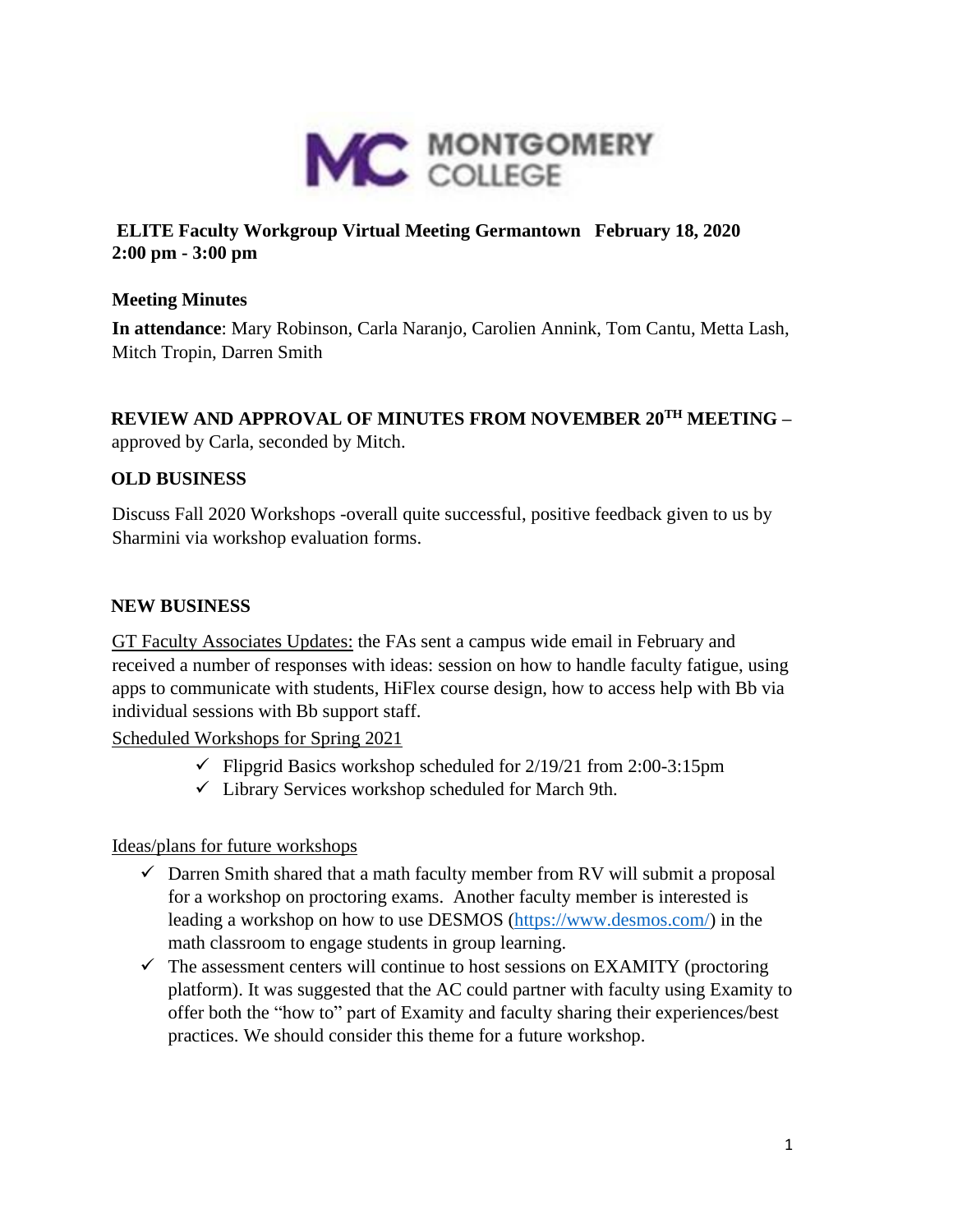**ELITE Faculty Workgroup Virtual Meeting Germantown February 18, 2020**
**2:00 pm - 3:00 pm**

**Meeting Minutes**

**In attendance**: Mary Robinson, Carla Naranjo, Carolien Annink, Tom Cantu, Metta Lash, Mitch Tropin, Darren Smith

**REVIEW AND APPROVAL OF MINUTES FROM NOVEMBER 20TH MEETING –** approved by Carla, seconded by Mitch.

**OLD BUSINESS**

Discuss Fall 2020 Workshops -overall quite successful, positive feedback given to us by Sharmini via workshop evaluation forms.

**NEW BUSINESS**

GT Faculty Associates Updates: the FAs sent a campus wide email in February and received a number of responses with ideas: session on how to handle faculty fatigue, using apps to communicate with students, HiFlex course design, how to access help with Bb via individual sessions with Bb support staff.

Scheduled Workshops for Spring 2021

- ✓ Flipgrid Basics workshop scheduled for 2/19/21 from 2:00-3:15pm
- ✓ Library Services workshop scheduled for March 9th.

Ideas/plans for future workshops

- ✓ Darren Smith shared that a math faculty member from RV will submit a proposal for a workshop on proctoring exams. Another faculty member is interested is leading a workshop on how to use DESMOS (https://www.desmos.com/) in the math classroom to engage students in group learning.
- ✓ The assessment centers will continue to host sessions on EXAMITY (proctoring platform). It was suggested that the AC could partner with faculty using Examity to offer both the "how to" part of Examity and faculty sharing their experiences/best practices. We should consider this theme for a future workshop.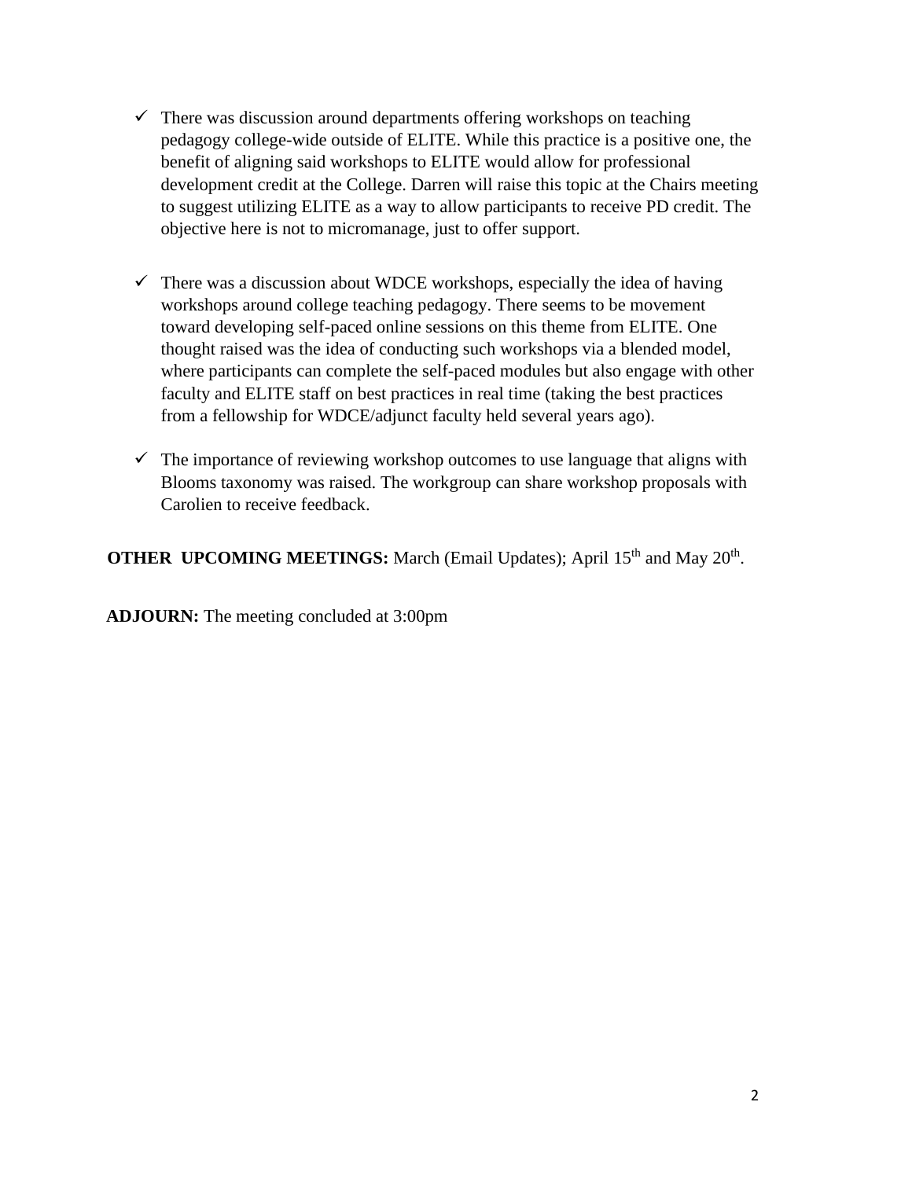- ✓ There was discussion around departments offering workshops on teaching pedagogy college-wide outside of ELITE. While this practice is a positive one, the benefit of aligning said workshops to ELITE would allow for professional development credit at the College. Darren will raise this topic at the Chairs meeting to suggest utilizing ELITE as a way to allow participants to receive PD credit. The objective here is not to micromanage, just to offer support.

- ✓ There was a discussion about WDCE workshops, especially the idea of having workshops around college teaching pedagogy. There seems to be movement toward developing self-paced online sessions on this theme from ELITE. One thought raised was the idea of conducting such workshops via a blended model, where participants can complete the self-paced modules but also engage with other faculty and ELITE staff on best practices in real time (taking the best practices from a fellowship for WDCE/adjunct faculty held several years ago).

- ✓ The importance of reviewing workshop outcomes to use language that aligns with Blooms taxonomy was raised. The workgroup can share workshop proposals with Carolien to receive feedback.

**OTHER UPCOMING MEETINGS:** March (Email Updates); April 15th and May 20th.

**ADJOURN:** The meeting concluded at 3:00pm